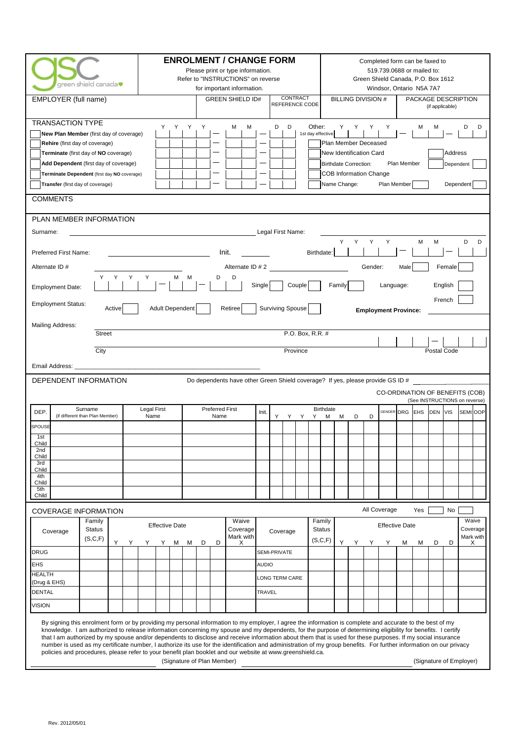gsc green shield canada

# ENROLMENT / CHANGE FORM

Please print or type information.
Refer to "INSTRUCTIONS" on reverse for important information.

Completed form can be faxed to 519.739.0688 or mailed to:
Green Shield Canada, P.O. Box 1612
Windsor, Ontario N5A 7A7

| EMPLOYER (full name) | GREEN SHIELD ID# | CONTRACT REFERENCE CODE | BILLING DIVISION # | PACKAGE DESCRIPTION (if applicable) |
|---|---|---|---|---|
| | | | | |

## TRANSACTION TYPE

| | Y Y Y Y — M M — D D |
|---|---|
| New Plan Member (first day of coverage) | |
| Rehire (first day of coverage) | |
| Terminate (first day of NO coverage) | |
| Add Dependent (first day of coverage) | |
| Terminate Dependent (first day NO coverage) | |
| Transfer (first day of coverage) | |

Other: 1st day effective Y Y Y Y — M M — D D

- Plan Member Deceased
- New Identification Card
- Address
- Birthdate Correction: Plan Member / Dependent
- COB Information Change
- Name Change: Plan Member / Dependent

## COMMENTS

## PLAN MEMBER INFORMATION

Surname: ______________________ Legal First Name: ______________________

Preferred First Name: ______________ Init. ______ Birthdate: Y Y Y Y — M M — D D

Alternate ID # ______________ Alternate ID # 2 ______________ Gender: Male ☐ Female ☐

Employment Date: Y Y Y Y — M M — D D Single ☐ Couple ☐ Family ☐ Language: English ☐ French ☐

Employment Status: Active ☐ Adult Dependent ☐ Retiree ☐ Surviving Spouse ☐ **Employment Province:**

Mailing Address:

Street ______________________ P.O. Box, R.R. # ______________

City ______________________ Province ______________ Postal Code

Email Address: ______________________

## DEPENDENT INFORMATION

Do dependents have other Green Shield coverage? If yes, please provide GS ID # ________

CO-ORDINATION OF BENEFITS (COB) (See INSTRUCTIONS on reverse)

| DEP. | Surname (if different than Plan Member) | Legal First Name | Preferred First Name | Init. | Birthdate Y Y Y Y M M D D | GENDER | DRG | EHS | DEN | VIS | SEMI | OOP |
|---|---|---|---|---|---|---|---|---|---|---|---|---|
| SPOUSE | | | | | | | | | | | | |
| 1st Child | | | | | | | | | | | | |
| 2nd Child | | | | | | | | | | | | |
| 3rd Child | | | | | | | | | | | | |
| 4th Child | | | | | | | | | | | | |
| 5th Child | | | | | | | | | | | | |

## COVERAGE INFORMATION

All Coverage Yes ☐ No ☐

| Coverage | Family Status (S,C,F) | Effective Date Y Y Y Y M M D D | Waive Coverage Mark with X | Coverage | Family Status (S,C,F) | Effective Date Y Y Y Y M M D D | Waive Coverage Mark with X |
|---|---|---|---|---|---|---|---|
| DRUG | | | | SEMI-PRIVATE | | | |
| EHS | | | | AUDIO | | | |
| HEALTH (Drug & EHS) | | | | LONG TERM CARE | | | |
| DENTAL | | | | TRAVEL | | | |
| VISION | | | | | | | |

By signing this enrolment form or by providing my personal information to my employer, I agree the information is complete and accurate to the best of my knowledge. I am authorized to release information concerning my spouse and my dependents, for the purpose of determining eligibility for benefits. I certify that I am authorized by my spouse and/or dependents to disclose and receive information about them that is used for these purposes. If my social insurance number is used as my certificate number, I authorize its use for the identification and administration of my group benefits. For further information on our privacy policies and procedures, please refer to your benefit plan booklet and our website at www.greenshield.ca.

______________________ (Signature of Plan Member) ______________________ (Signature of Employer)

Rev. 2012/05/01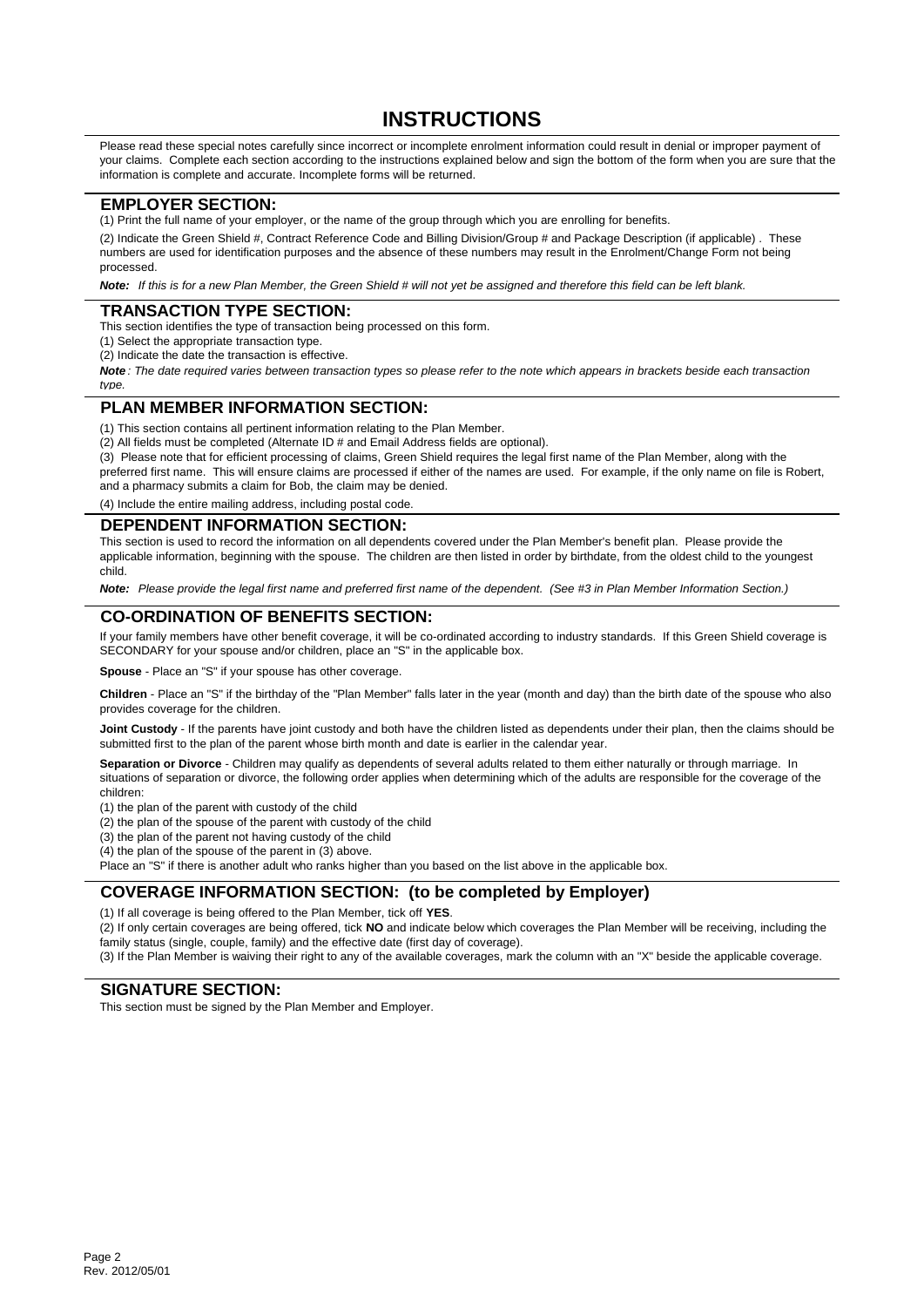# INSTRUCTIONS

Please read these special notes carefully since incorrect or incomplete enrolment information could result in denial or improper payment of your claims. Complete each section according to the instructions explained below and sign the bottom of the form when you are sure that the information is complete and accurate. Incomplete forms will be returned.

## EMPLOYER SECTION:

(1) Print the full name of your employer, or the name of the group through which you are enrolling for benefits.

(2) Indicate the Green Shield #, Contract Reference Code and Billing Division/Group # and Package Description (if applicable) . These numbers are used for identification purposes and the absence of these numbers may result in the Enrolment/Change Form not being processed.

***Note:*** *If this is for a new Plan Member, the Green Shield # will not yet be assigned and therefore this field can be left blank.*

## TRANSACTION TYPE SECTION:

This section identifies the type of transaction being processed on this form.

(1) Select the appropriate transaction type.

(2) Indicate the date the transaction is effective.

***Note****: The date required varies between transaction types so please refer to the note which appears in brackets beside each transaction type.*

## PLAN MEMBER INFORMATION SECTION:

(1) This section contains all pertinent information relating to the Plan Member.

(2) All fields must be completed (Alternate ID # and Email Address fields are optional).

(3) Please note that for efficient processing of claims, Green Shield requires the legal first name of the Plan Member, along with the preferred first name. This will ensure claims are processed if either of the names are used. For example, if the only name on file is Robert, and a pharmacy submits a claim for Bob, the claim may be denied.

(4) Include the entire mailing address, including postal code.

## DEPENDENT INFORMATION SECTION:

This section is used to record the information on all dependents covered under the Plan Member's benefit plan. Please provide the applicable information, beginning with the spouse. The children are then listed in order by birthdate, from the oldest child to the youngest child.

***Note:*** *Please provide the legal first name and preferred first name of the dependent. (See #3 in Plan Member Information Section.)*

## CO-ORDINATION OF BENEFITS SECTION:

If your family members have other benefit coverage, it will be co-ordinated according to industry standards. If this Green Shield coverage is SECONDARY for your spouse and/or children, place an "S" in the applicable box.

**Spouse** - Place an "S" if your spouse has other coverage.

**Children** - Place an "S" if the birthday of the "Plan Member" falls later in the year (month and day) than the birth date of the spouse who also provides coverage for the children.

**Joint Custody** - If the parents have joint custody and both have the children listed as dependents under their plan, then the claims should be submitted first to the plan of the parent whose birth month and date is earlier in the calendar year.

**Separation or Divorce** - Children may qualify as dependents of several adults related to them either naturally or through marriage. In situations of separation or divorce, the following order applies when determining which of the adults are responsible for the coverage of the children:

(1) the plan of the parent with custody of the child

(2) the plan of the spouse of the parent with custody of the child

(3) the plan of the parent not having custody of the child

(4) the plan of the spouse of the parent in (3) above.

Place an "S" if there is another adult who ranks higher than you based on the list above in the applicable box.

## COVERAGE INFORMATION SECTION: (to be completed by Employer)

(1) If all coverage is being offered to the Plan Member, tick off **YES**.

(2) If only certain coverages are being offered, tick **NO** and indicate below which coverages the Plan Member will be receiving, including the family status (single, couple, family) and the effective date (first day of coverage).

(3) If the Plan Member is waiving their right to any of the available coverages, mark the column with an "X" beside the applicable coverage.

## SIGNATURE SECTION:

This section must be signed by the Plan Member and Employer.

Rev. 2012/05/01